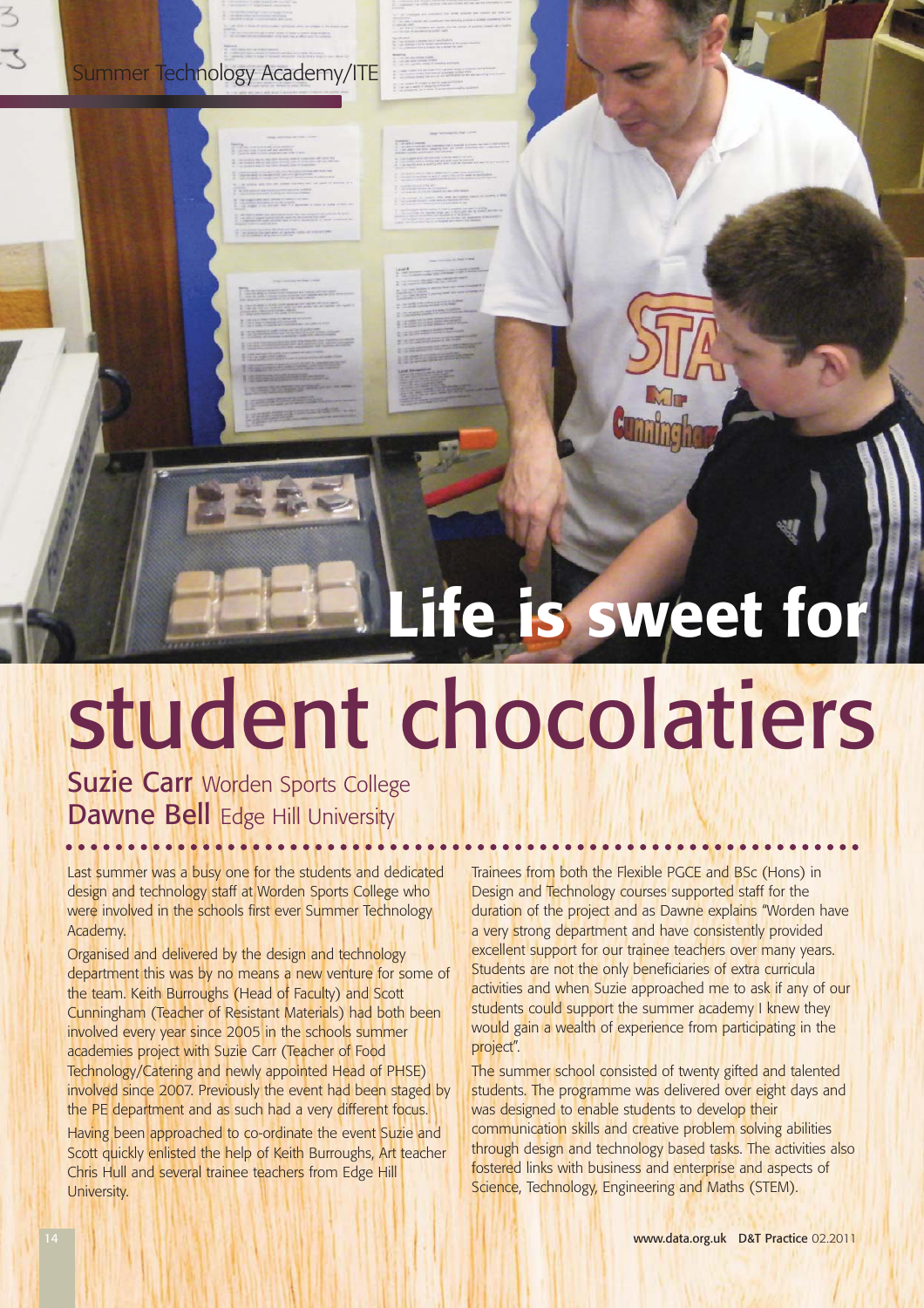Summer Technology Academy/ITE

# Life is sweet for student chocolatiers

**Suzie Carr** Worden Sports College
**Dawne Bell** Edge Hill University

Last summer was a busy one for the students and dedicated design and technology staff at Worden Sports College who were involved in the schools first ever Summer Technology Academy.

Organised and delivered by the design and technology department this was by no means a new venture for some of the team. Keith Burroughs (Head of Faculty) and Scott Cunningham (Teacher of Resistant Materials) had both been involved every year since 2005 in the schools summer academies project with Suzie Carr (Teacher of Food Technology/Catering and newly appointed Head of PHSE) involved since 2007. Previously the event had been staged by the PE department and as such had a very different focus.

Having been approached to co-ordinate the event Suzie and Scott quickly enlisted the help of Keith Burroughs, Art teacher Chris Hull and several trainee teachers from Edge Hill University.

Trainees from both the Flexible PGCE and BSc (Hons) in Design and Technology courses supported staff for the duration of the project and as Dawne explains "Worden have a very strong department and have consistently provided excellent support for our trainee teachers over many years. Students are not the only beneficiaries of extra curricula activities and when Suzie approached me to ask if any of our students could support the summer academy I knew they would gain a wealth of experience from participating in the project".

The summer school consisted of twenty gifted and talented students. The programme was delivered over eight days and was designed to enable students to develop their communication skills and creative problem solving abilities through design and technology based tasks. The activities also fostered links with business and enterprise and aspects of Science, Technology, Engineering and Maths (STEM).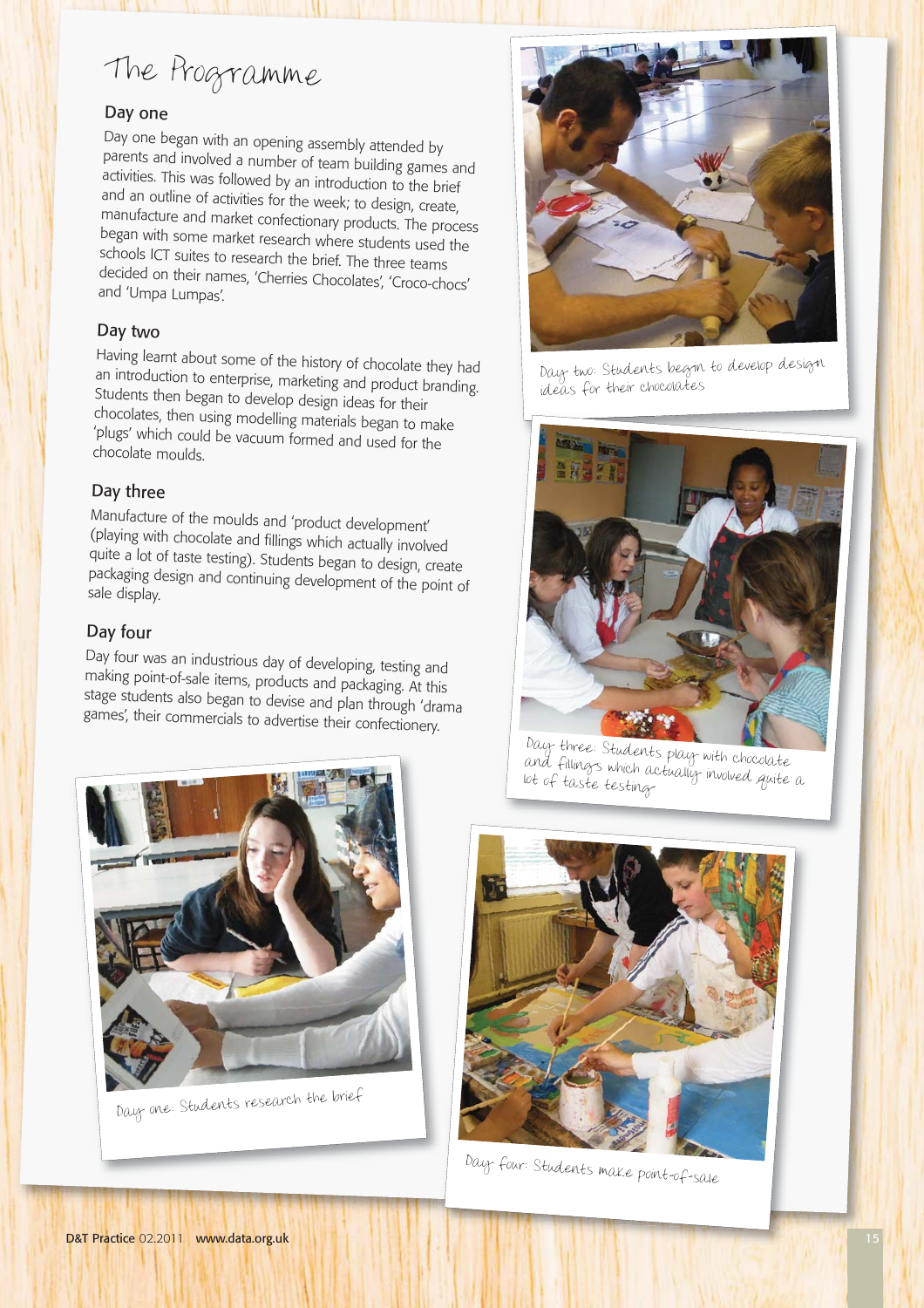# The Programme

## Day one

Day one began with an opening assembly attended by parents and involved a number of team building games and activities. This was followed by an introduction to the brief and an outline of activities for the week; to design, create, manufacture and market confectionary products. The process began with some market research where students used the schools ICT suites to research the brief. The three teams decided on their names, 'Cherries Chocolates', 'Croco-chocs' and 'Umpa Lumpas'.

## Day two

Having learnt about some of the history of chocolate they had an introduction to enterprise, marketing and product branding. Students then began to develop design ideas for their chocolates, then using modelling materials began to make 'plugs' which could be vacuum formed and used for the chocolate moulds.

## Day three

Manufacture of the moulds and 'product development' (playing with chocolate and fillings which actually involved quite a lot of taste testing). Students began to design, create packaging design and continuing development of the point of sale display.

## Day four

Day four was an industrious day of developing, testing and making point-of-sale items, products and packaging. At this stage students also began to devise and plan through 'drama games', their commercials to advertise their confectionery.

Day two: Students begin to develop design ideas for their chocolates

Day three: Students play with chocolate and fillings which actually involved quite a lot of taste testing

Day one: Students research the brief

Day four: Students make point-of-sale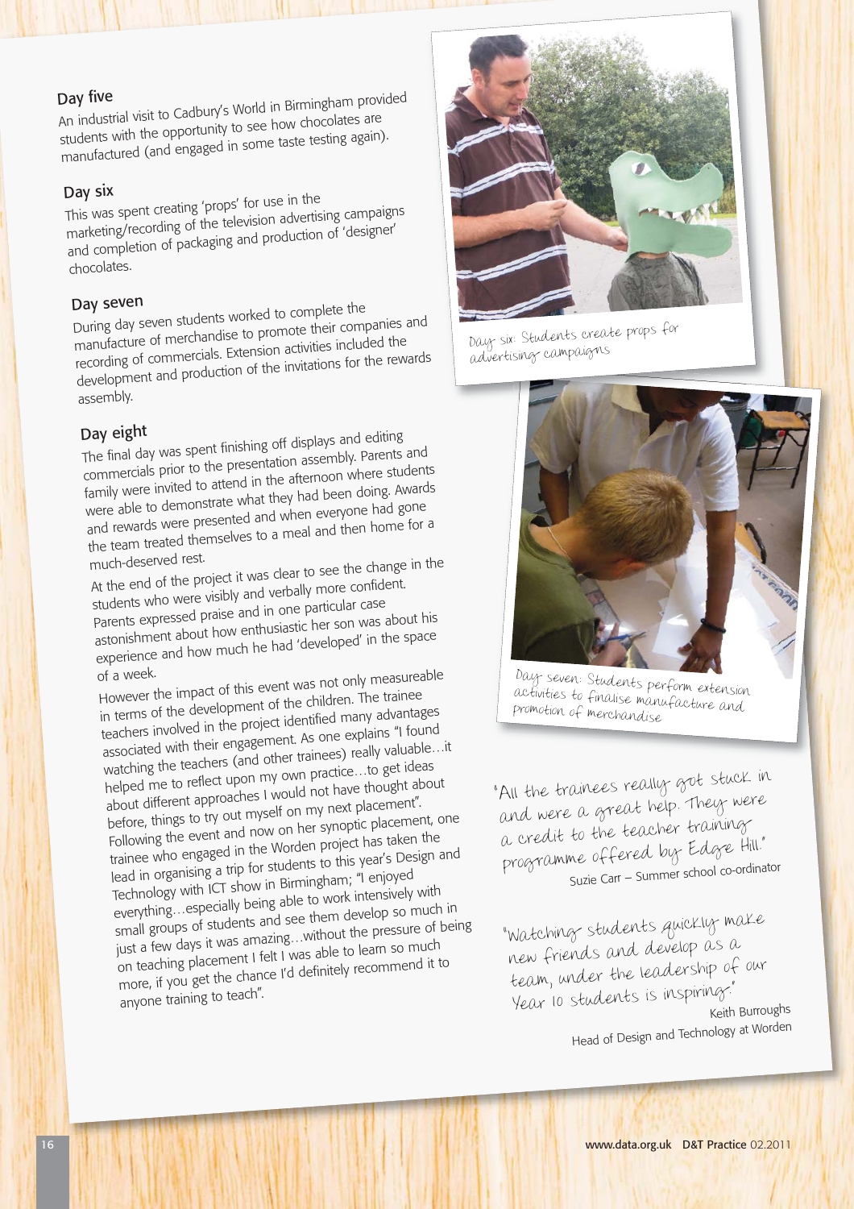## Day five

An industrial visit to Cadbury's World in Birmingham provided students with the opportunity to see how chocolates are manufactured (and engaged in some taste testing again).

## Day six

This was spent creating 'props' for use in the marketing/recording of the television advertising campaigns and completion of packaging and production of 'designer' chocolates.

## Day seven

During day seven students worked to complete the manufacture of merchandise to promote their companies and recording of commercials. Extension activities included the development and production of the invitations for the rewards assembly.

## Day eight

The final day was spent finishing off displays and editing commercials prior to the presentation assembly. Parents and family were invited to attend in the afternoon where students were able to demonstrate what they had been doing. Awards and rewards were presented and when everyone had gone the team treated themselves to a meal and then home for a much-deserved rest.

At the end of the project it was clear to see the change in the students who were visibly and verbally more confident. Parents expressed praise and in one particular case astonishment about how enthusiastic her son was about his experience and how much he had 'developed' in the space of a week.

However the impact of this event was not only measureable in terms of the development of the children. The trainee teachers involved in the project identified many advantages associated with their engagement. As one explains "I found watching the teachers (and other trainees) really valuable…it helped me to reflect upon my own practice…to get ideas about different approaches I would not have thought about before, things to try out myself on my next placement". Following the event and now on her synoptic placement, one trainee who engaged in the Worden project has taken the lead in organising a trip for students to this year's Design and Technology with ICT show in Birmingham; "I enjoyed everything…especially being able to work intensively with small groups of students and see them develop so much in just a few days it was amazing…without the pressure of being on teaching placement I felt I was able to learn so much more, if you get the chance I'd definitely recommend it to anyone training to teach".

Day six: Students create props for advertising campaigns

Day seven: Students perform extension activities to finalise manufacture and promotion of merchandise

"All the trainees really got stuck in and were a great help. They were a credit to the teacher training programme offered by Edge Hill."

Suzie Carr – Summer school co-ordinator

"Watching students quickly make new friends and develop as a team, under the leadership of our Year 10 students is inspiring."

Keith Burroughs
Head of Design and Technology at Worden